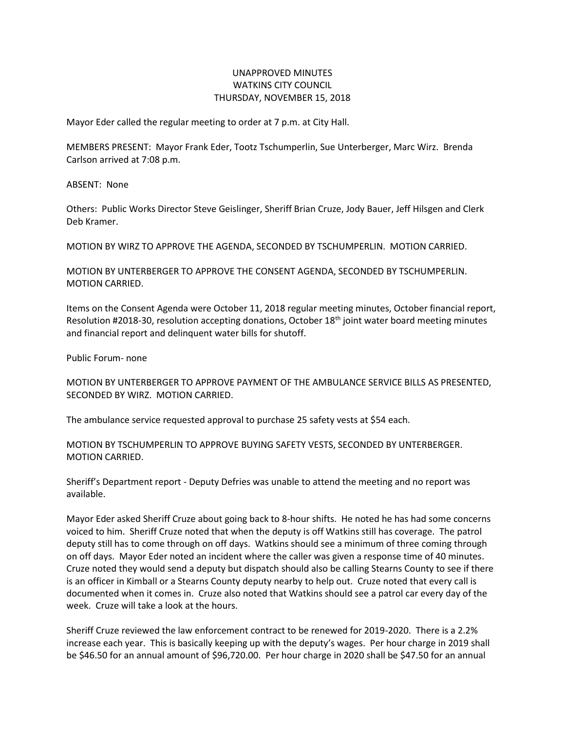# UNAPPROVED MINUTES
## WATKINS CITY COUNCIL
## THURSDAY, NOVEMBER 15, 2018

Mayor Eder called the regular meeting to order at 7 p.m. at City Hall.

MEMBERS PRESENT: Mayor Frank Eder, Tootz Tschumperlin, Sue Unterberger, Marc Wirz. Brenda Carlson arrived at 7:08 p.m.

ABSENT: None

Others: Public Works Director Steve Geislinger, Sheriff Brian Cruze, Jody Bauer, Jeff Hilsgen and Clerk Deb Kramer.

MOTION BY WIRZ TO APPROVE THE AGENDA, SECONDED BY TSCHUMPERLIN. MOTION CARRIED.

MOTION BY UNTERBERGER TO APPROVE THE CONSENT AGENDA, SECONDED BY TSCHUMPERLIN. MOTION CARRIED.

Items on the Consent Agenda were October 11, 2018 regular meeting minutes, October financial report, Resolution #2018-30, resolution accepting donations, October 18th joint water board meeting minutes and financial report and delinquent water bills for shutoff.

Public Forum- none

MOTION BY UNTERBERGER TO APPROVE PAYMENT OF THE AMBULANCE SERVICE BILLS AS PRESENTED, SECONDED BY WIRZ. MOTION CARRIED.

The ambulance service requested approval to purchase 25 safety vests at $54 each.

MOTION BY TSCHUMPERLIN TO APPROVE BUYING SAFETY VESTS, SECONDED BY UNTERBERGER. MOTION CARRIED.

Sheriff's Department report - Deputy Defries was unable to attend the meeting and no report was available.

Mayor Eder asked Sheriff Cruze about going back to 8-hour shifts. He noted he has had some concerns voiced to him. Sheriff Cruze noted that when the deputy is off Watkins still has coverage. The patrol deputy still has to come through on off days. Watkins should see a minimum of three coming through on off days. Mayor Eder noted an incident where the caller was given a response time of 40 minutes. Cruze noted they would send a deputy but dispatch should also be calling Stearns County to see if there is an officer in Kimball or a Stearns County deputy nearby to help out. Cruze noted that every call is documented when it comes in. Cruze also noted that Watkins should see a patrol car every day of the week. Cruze will take a look at the hours.

Sheriff Cruze reviewed the law enforcement contract to be renewed for 2019-2020. There is a 2.2% increase each year. This is basically keeping up with the deputy's wages. Per hour charge in 2019 shall be $46.50 for an annual amount of $96,720.00. Per hour charge in 2020 shall be $47.50 for an annual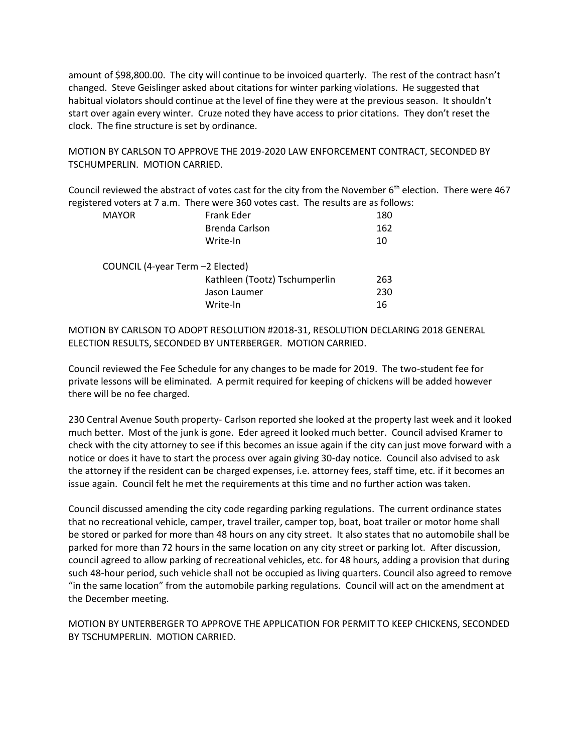amount of $98,800.00. The city will continue to be invoiced quarterly. The rest of the contract hasn't changed. Steve Geislinger asked about citations for winter parking violations. He suggested that habitual violators should continue at the level of fine they were at the previous season. It shouldn't start over again every winter. Cruze noted they have access to prior citations. They don't reset the clock. The fine structure is set by ordinance.

MOTION BY CARLSON TO APPROVE THE 2019-2020 LAW ENFORCEMENT CONTRACT, SECONDED BY TSCHUMPERLIN. MOTION CARRIED.

Council reviewed the abstract of votes cast for the city from the November 6th election. There were 467 registered voters at 7 a.m. There were 360 votes cast. The results are as follows:

| | | |
|---|---|---|
| MAYOR | Frank Eder | 180 |
| | Brenda Carlson | 162 |
| | Write-In | 10 |
| COUNCIL (4-year Term –2 Elected) | | |
| | Kathleen (Tootz) Tschumperlin | 263 |
| | Jason Laumer | 230 |
| | Write-In | 16 |

MOTION BY CARLSON TO ADOPT RESOLUTION #2018-31, RESOLUTION DECLARING 2018 GENERAL ELECTION RESULTS, SECONDED BY UNTERBERGER. MOTION CARRIED.

Council reviewed the Fee Schedule for any changes to be made for 2019. The two-student fee for private lessons will be eliminated. A permit required for keeping of chickens will be added however there will be no fee charged.

230 Central Avenue South property- Carlson reported she looked at the property last week and it looked much better. Most of the junk is gone. Eder agreed it looked much better. Council advised Kramer to check with the city attorney to see if this becomes an issue again if the city can just move forward with a notice or does it have to start the process over again giving 30-day notice. Council also advised to ask the attorney if the resident can be charged expenses, i.e. attorney fees, staff time, etc. if it becomes an issue again. Council felt he met the requirements at this time and no further action was taken.

Council discussed amending the city code regarding parking regulations. The current ordinance states that no recreational vehicle, camper, travel trailer, camper top, boat, boat trailer or motor home shall be stored or parked for more than 48 hours on any city street. It also states that no automobile shall be parked for more than 72 hours in the same location on any city street or parking lot. After discussion, council agreed to allow parking of recreational vehicles, etc. for 48 hours, adding a provision that during such 48-hour period, such vehicle shall not be occupied as living quarters. Council also agreed to remove "in the same location" from the automobile parking regulations. Council will act on the amendment at the December meeting.

MOTION BY UNTERBERGER TO APPROVE THE APPLICATION FOR PERMIT TO KEEP CHICKENS, SECONDED BY TSCHUMPERLIN. MOTION CARRIED.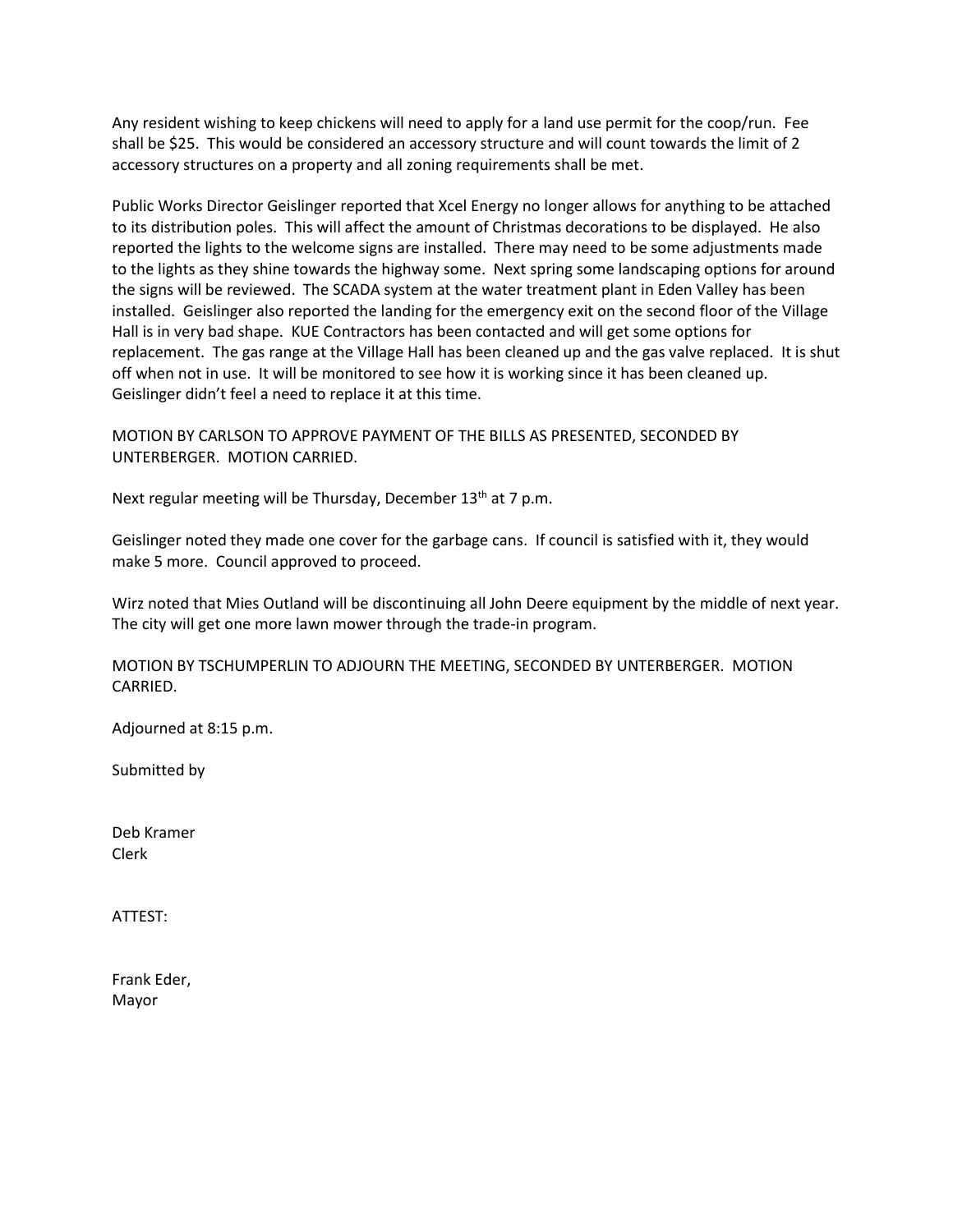Any resident wishing to keep chickens will need to apply for a land use permit for the coop/run. Fee shall be $25. This would be considered an accessory structure and will count towards the limit of 2 accessory structures on a property and all zoning requirements shall be met.

Public Works Director Geislinger reported that Xcel Energy no longer allows for anything to be attached to its distribution poles. This will affect the amount of Christmas decorations to be displayed. He also reported the lights to the welcome signs are installed. There may need to be some adjustments made to the lights as they shine towards the highway some. Next spring some landscaping options for around the signs will be reviewed. The SCADA system at the water treatment plant in Eden Valley has been installed. Geislinger also reported the landing for the emergency exit on the second floor of the Village Hall is in very bad shape. KUE Contractors has been contacted and will get some options for replacement. The gas range at the Village Hall has been cleaned up and the gas valve replaced. It is shut off when not in use. It will be monitored to see how it is working since it has been cleaned up. Geislinger didn't feel a need to replace it at this time.

MOTION BY CARLSON TO APPROVE PAYMENT OF THE BILLS AS PRESENTED, SECONDED BY UNTERBERGER. MOTION CARRIED.

Next regular meeting will be Thursday, December 13th at 7 p.m.

Geislinger noted they made one cover for the garbage cans. If council is satisfied with it, they would make 5 more. Council approved to proceed.

Wirz noted that Mies Outland will be discontinuing all John Deere equipment by the middle of next year. The city will get one more lawn mower through the trade-in program.

MOTION BY TSCHUMPERLIN TO ADJOURN THE MEETING, SECONDED BY UNTERBERGER. MOTION CARRIED.

Adjourned at 8:15 p.m.

Submitted by

Deb Kramer
Clerk

ATTEST:

Frank Eder,
Mayor